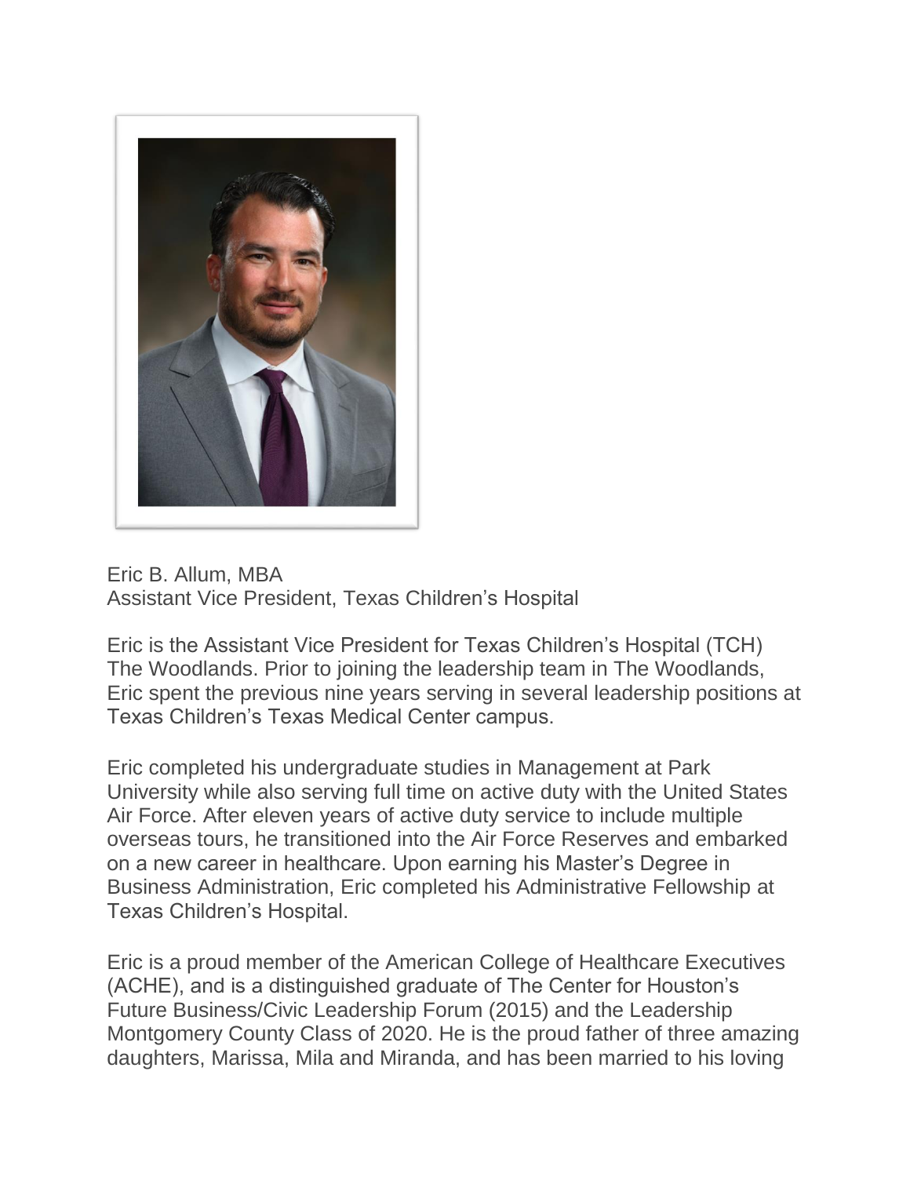Eric B. Allum, MBA
Assistant Vice President, Texas Children's Hospital

Eric is the Assistant Vice President for Texas Children's Hospital (TCH) The Woodlands. Prior to joining the leadership team in The Woodlands, Eric spent the previous nine years serving in several leadership positions at Texas Children's Texas Medical Center campus.

Eric completed his undergraduate studies in Management at Park University while also serving full time on active duty with the United States Air Force. After eleven years of active duty service to include multiple overseas tours, he transitioned into the Air Force Reserves and embarked on a new career in healthcare. Upon earning his Master's Degree in Business Administration, Eric completed his Administrative Fellowship at Texas Children's Hospital.

Eric is a proud member of the American College of Healthcare Executives (ACHE), and is a distinguished graduate of The Center for Houston's Future Business/Civic Leadership Forum (2015) and the Leadership Montgomery County Class of 2020. He is the proud father of three amazing daughters, Marissa, Mila and Miranda, and has been married to his loving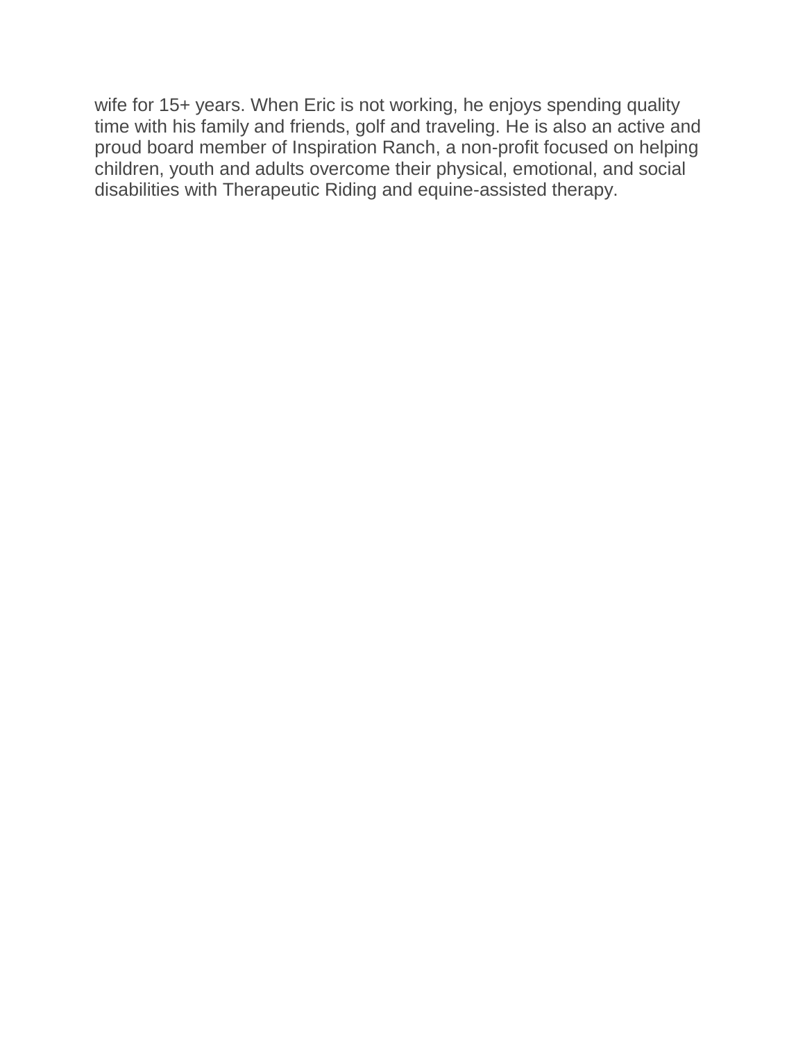wife for 15+ years. When Eric is not working, he enjoys spending quality time with his family and friends, golf and traveling. He is also an active and proud board member of Inspiration Ranch, a non-profit focused on helping children, youth and adults overcome their physical, emotional, and social disabilities with Therapeutic Riding and equine-assisted therapy.